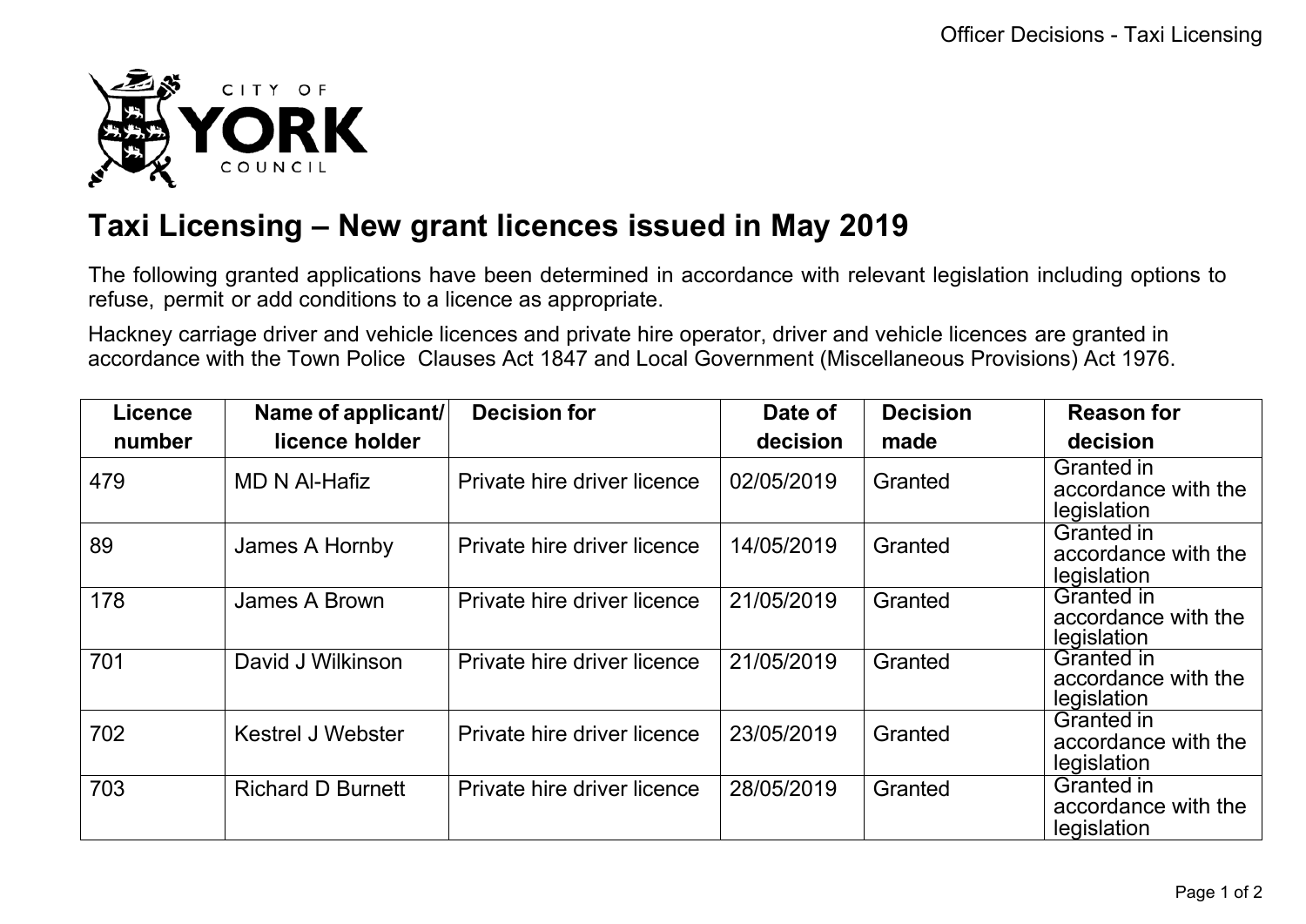# Taxi Licensing – New grant licences issued in May 2019

The following granted applications have been determined in accordance with relevant legislation including options to refuse, permit or add conditions to a licence as appropriate.

Hackney carriage driver and vehicle licences and private hire operator, driver and vehicle licences are granted in accordance with the Town Police Clauses Act 1847 and Local Government (Miscellaneous Provisions) Act 1976.

| Licence number | Name of applicant/ licence holder | Decision for | Date of decision | Decision made | Reason for decision |
|---|---|---|---|---|---|
| 479 | MD N Al-Hafiz | Private hire driver licence | 02/05/2019 | Granted | Granted in accordance with the legislation |
| 89 | James A Hornby | Private hire driver licence | 14/05/2019 | Granted | Granted in accordance with the legislation |
| 178 | James A Brown | Private hire driver licence | 21/05/2019 | Granted | Granted in accordance with the legislation |
| 701 | David J Wilkinson | Private hire driver licence | 21/05/2019 | Granted | Granted in accordance with the legislation |
| 702 | Kestrel J Webster | Private hire driver licence | 23/05/2019 | Granted | Granted in accordance with the legislation |
| 703 | Richard D Burnett | Private hire driver licence | 28/05/2019 | Granted | Granted in accordance with the legislation |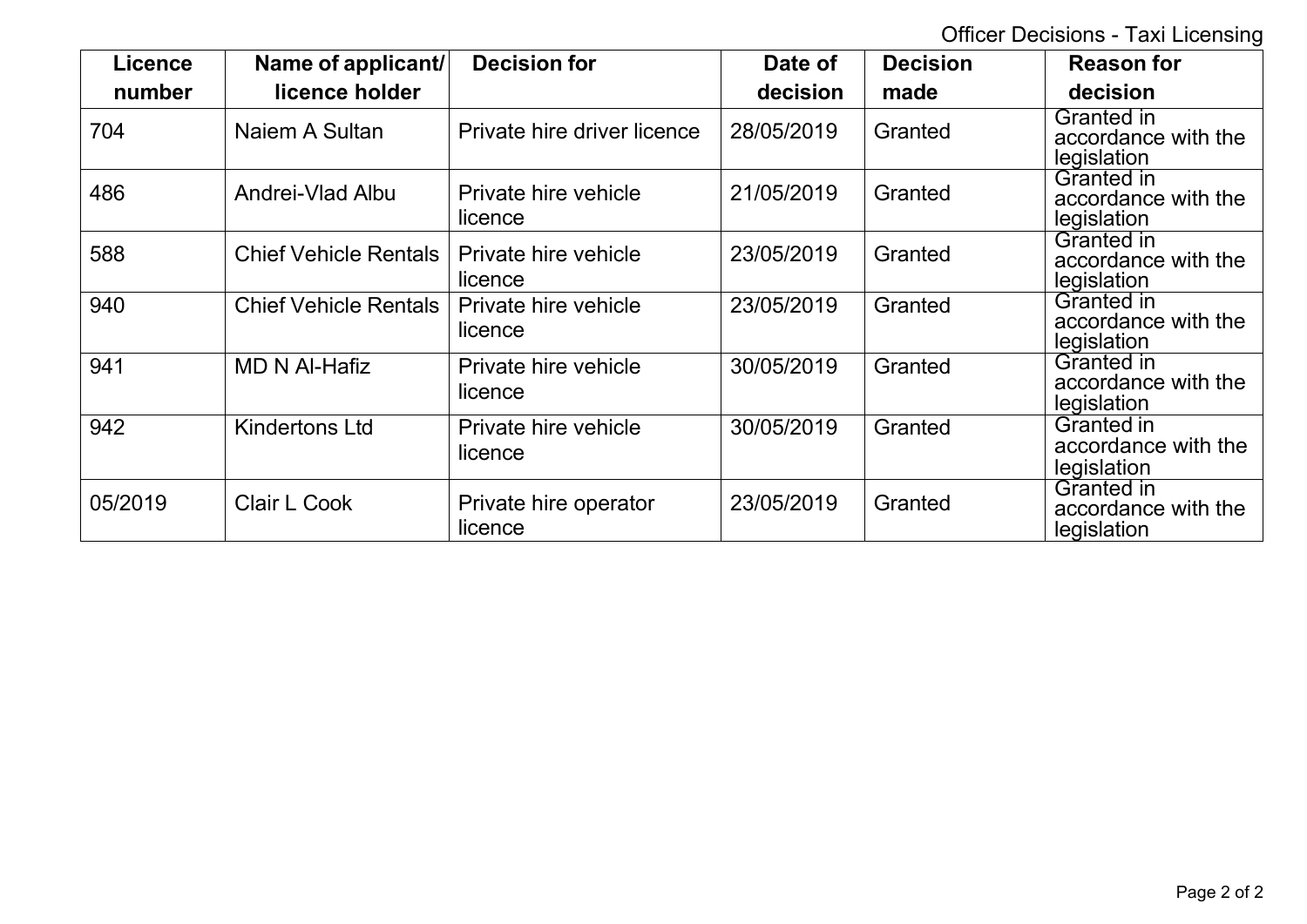| Licence number | Name of applicant/ licence holder | Decision for | Date of decision | Decision made | Reason for decision |
| --- | --- | --- | --- | --- | --- |
| 704 | Naiem A Sultan | Private hire driver licence | 28/05/2019 | Granted | Granted in accordance with the legislation |
| 486 | Andrei-Vlad Albu | Private hire vehicle licence | 21/05/2019 | Granted | Granted in accordance with the legislation |
| 588 | Chief Vehicle Rentals | Private hire vehicle licence | 23/05/2019 | Granted | Granted in accordance with the legislation |
| 940 | Chief Vehicle Rentals | Private hire vehicle licence | 23/05/2019 | Granted | Granted in accordance with the legislation |
| 941 | MD N Al-Hafiz | Private hire vehicle licence | 30/05/2019 | Granted | Granted in accordance with the legislation |
| 942 | Kindertons Ltd | Private hire vehicle licence | 30/05/2019 | Granted | Granted in accordance with the legislation |
| 05/2019 | Clair L Cook | Private hire operator licence | 23/05/2019 | Granted | Granted in accordance with the legislation |